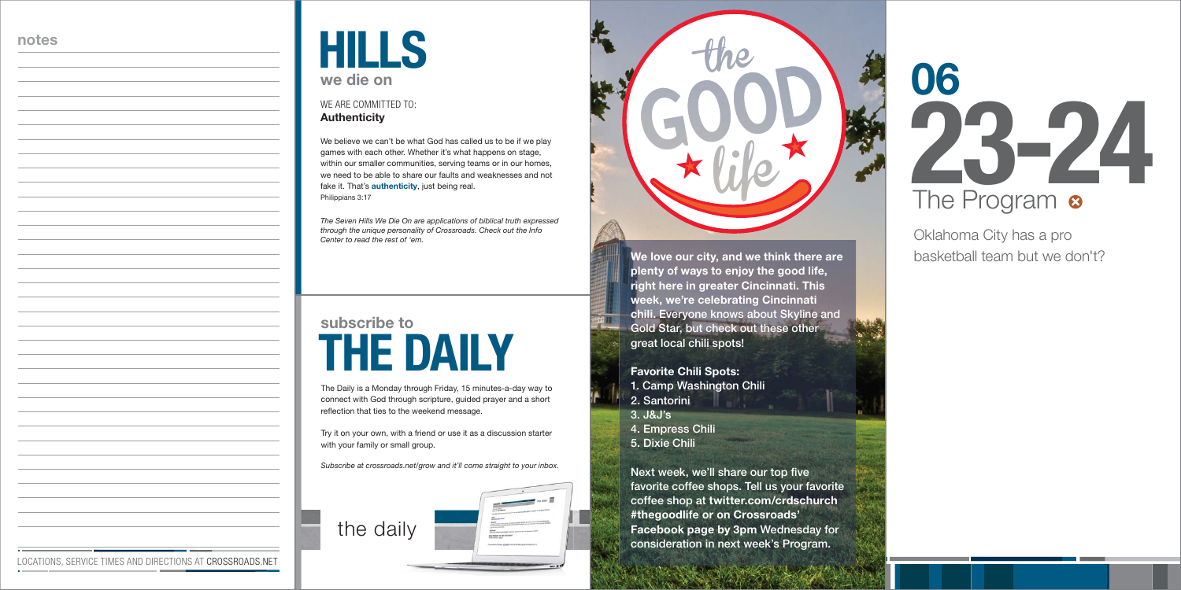## notes

# HILLS
## we die on

WE ARE COMMITTED TO:
**Authenticity**

We believe we can't be what God has called us to be if we play games with each other. Whether it's what happens on stage, within our smaller communities, serving teams or in our homes, we need to be able to share our faults and weaknesses and not fake it. That's **authenticity**, just being real.
Philippians 3:17

*The Seven Hills We Die On are applications of biblical truth expressed through the unique personality of Crossroads. Check out the Info Center to read the rest of 'em.*

## subscribe to
# THE DAILY

The Daily is a Monday through Friday, 15 minutes-a-day way to connect with God through scripture, guided prayer and a short reflection that ties to the weekend message.

Try it on your own, with a friend or use it as a discussion starter with your family or small group.

*Subscribe at crossroads.net/grow and it'll come straight to your inbox.*

the daily

LOCATIONS, SERVICE TIMES AND DIRECTIONS AT CROSSROADS.NET

# the GOOD life

**We love our city, and we think there are plenty of ways to enjoy the good life, right here in greater Cincinnati. This week, we're celebrating Cincinnati chili.** Everyone knows about Skyline and Gold Star, but check out these other great local chili spots!

**Favorite Chili Spots:**
1. Camp Washington Chili
2. Santorini
3. J&J's
4. Empress Chili
5. Dixie Chili

Next week, we'll share our top five favorite coffee shops. Tell us your favorite coffee shop at **twitter.com/crdschurch #thegoodlife or on Crossroads' Facebook page by 3pm** Wednesday for consideration in next week's Program.

# 06
# 23-24
## The Program

Oklahoma City has a pro basketball team but we don't?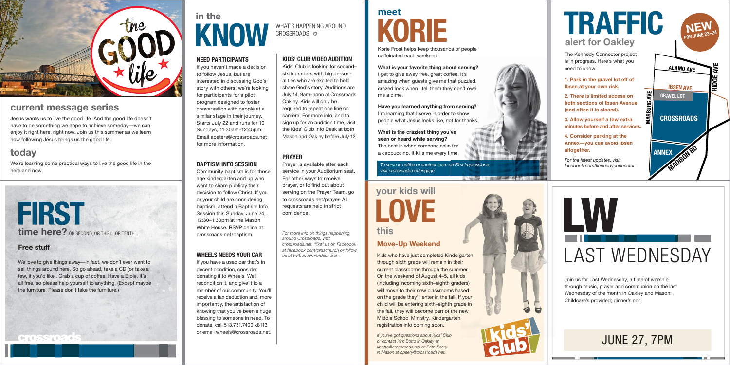# current message series

Jesus wants us to live the good life. And the good life doesn't have to be something we hope to achieve someday—we can enjoy it right here, right now. Join us this summer as we learn how following Jesus brings us the good life.

## today

We're learning some practical ways to live the good life in the here and now.

# FIRST time here? OR SECOND, OR THIRD, OR TENTH...

### Free stuff

We love to give things away—in fact, we don't ever want to sell things around here. So go ahead, take a CD (or take a few, if you'd like). Grab a cup of coffee. Have a Bible. It's all free, so please help yourself to anything. (Except maybe the furniture. Please don't take the furniture.)

crossroads

# in the KNOW

WHAT'S HAPPENING AROUND CROSSROADS

### NEED PARTICIPANTS

If you haven't made a decision to follow Jesus, but are interested in discussing God's story with others, we're looking for participants for a pilot program designed to foster conversation with people at a similar stage in their journey. Starts July 22 and runs for 10 Sundays, 11:30am–12:45pm. Email apeters@crossroads.net for more information.

### BAPTISM INFO SESSION

Community baptism is for those age kindergarten and up who want to share publicly their decision to follow Christ. If you or your child are considering baptism, attend a Baptism Info Session this Sunday, June 24, 12:30–1:30pm at the Mason White House. RSVP online at crossroads.net/baptism.

### WHEELS NEEDS YOUR CAR

If you have a used car that's in decent condition, consider donating it to Wheels. We'll recondition it, and give it to a member of our community. You'll receive a tax deduction and, more importantly, the satisfaction of knowing that you've been a huge blessing to someone in need. To donate, call 513.731.7400 x8113 or email wheels@crossroads.net.

### KIDS' CLUB VIDEO AUDITION

Kids' Club is looking for second–sixth graders with big personalities who are excited to help share God's story. Auditions are July 14, 9am–noon at Crossroads Oakley. Kids will only be required to repeat one line on camera. For more info, and to sign up for an audition time, visit the Kids' Club Info Desk at both Mason and Oakley before July 12.

### PRAYER

Prayer is available after each service in your Auditorium seat. For other ways to receive prayer, or to find out about serving on the Prayer Team, go to crossroads.net/prayer. All requests are held in strict confidence.

*For more info on things happening around Crossroads, visit crossroads.net, "like" us on Facebook at facebook.com/crdschurch or follow us at twitter.com/crdschurch.*

# meet KORIE

Korie Frost helps keep thousands of people caffeinated each weekend.

**What is your favorite thing about serving?**
I get to give away free, great coffee. It's amazing when guests give me that puzzled, crazed look when I tell them they don't owe me a dime.

**Have you learned anything from serving?**
I'm learning that I serve in order to show people what Jesus looks like, not for thanks.

**What is the craziest thing you've seen or heard while serving?**
The best is when someone asks for a cappuccino. It kills me every time.

*To serve in coffee or another team on First Impressions, visit crossroads.net/engage.*

# your kids will LOVE this

### Move-Up Weekend

Kids who have just completed Kindergarten through sixth grade will remain in their current classrooms through the summer. On the weekend of August 4–5, all kids (including incoming sixth–eighth graders) will move to their new classrooms based on the grade they'll enter in the fall. If your child will be entering sixth–eighth grade in the fall, they will become part of the new Middle School Ministry. Kindergarten registration info coming soon.

*If you've got questions about Kids' Club or contact Kim Botto in Oakley at kbotto@crossroads.net or Beth Peery in Mason at bpeery@crossroads.net.*

kids' club

# TRAFFIC alert for Oakley

NEW FOR JUNE 23–24

The Kennedy Connector project is in progress. Here's what you need to know:

**1. Park in the gravel lot off of Ibsen at your own risk.**

**2. There is limited access on both sections of Ibsen Avenue (and often it is closed).**

**3. Allow yourself a few extra minutes before and after services.**

**4. Consider parking at the Annex—you can avoid Ibsen altogether.**

*For the latest updates, visit facebook.com/kennedyconnector.*

ALAMO AVE
RIDGE AVE
IBSEN AVE
GRAVEL LOT
MARBURG AVE
CROSSROADS
ANNEX
MADISON RD

# LW LAST WEDNESDAY

Join us for Last Wednesday, a time of worship through music, prayer and communion on the last Wednesday of the month in Oakley and Mason. Childcare's provided; dinner's not.

JUNE 27, 7PM